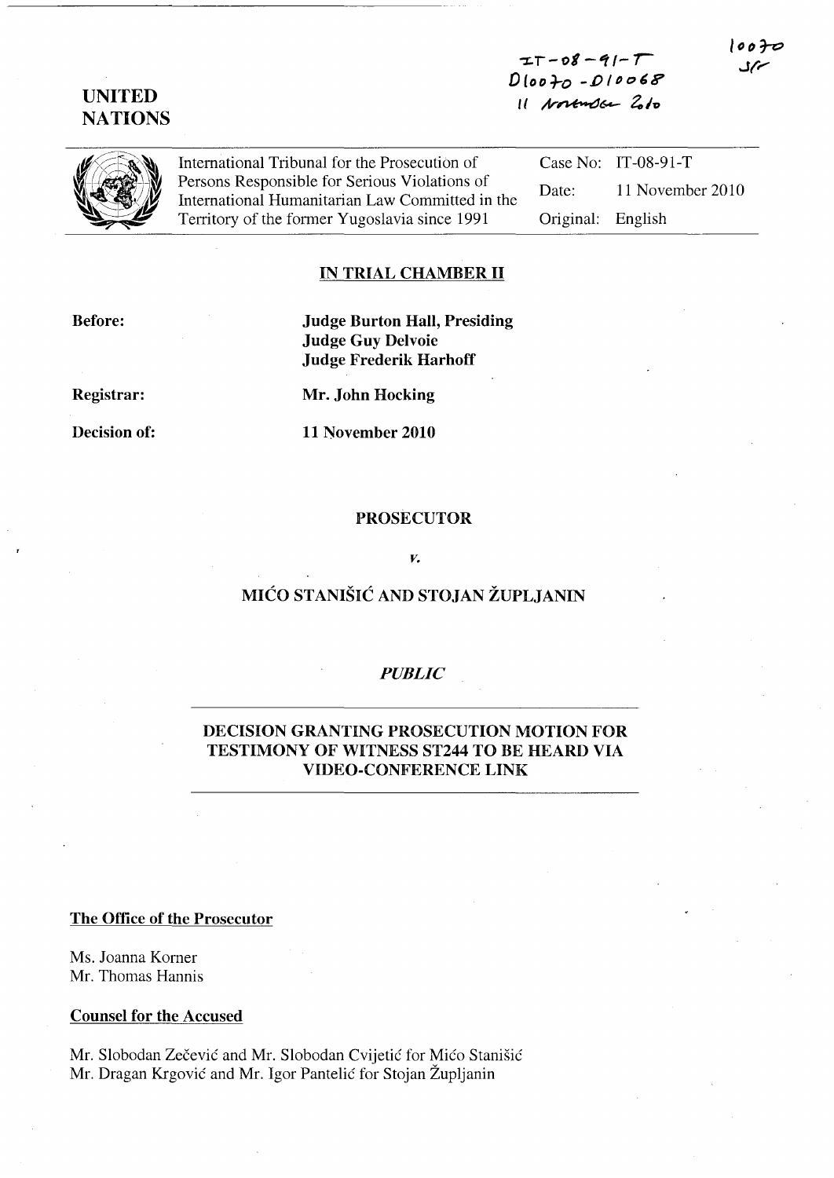IT-08-91-T
D10070 - D10068
11 November 2010

10070
SF

**UNITED NATIONS**

International Tribunal for the Prosecution of Persons Responsible for Serious Violations of International Humanitarian Law Committed in the Territory of the former Yugoslavia since 1991

| | |
|---|---|
| Case No: | IT-08-91-T |
| Date: | 11 November 2010 |
| Original: | English |

## IN TRIAL CHAMBER II

**Before:** **Judge Burton Hall, Presiding**
**Judge Guy Delvoie**
**Judge Frederik Harhoff**

**Registrar:** **Mr. John Hocking**

**Decision of:** **11 November 2010**

**PROSECUTOR**

*v.*

**MIĆO STANIŠIĆ AND STOJAN ŽUPLJANIN**

*PUBLIC*

**DECISION GRANTING PROSECUTION MOTION FOR TESTIMONY OF WITNESS ST244 TO BE HEARD VIA VIDEO-CONFERENCE LINK**

**The Office of the Prosecutor**

Ms. Joanna Korner
Mr. Thomas Hannis

**Counsel for the Accused**

Mr. Slobodan Zečević and Mr. Slobodan Cvijetić for Mićo Stanišić
Mr. Dragan Krgović and Mr. Igor Pantelić for Stojan Župljanin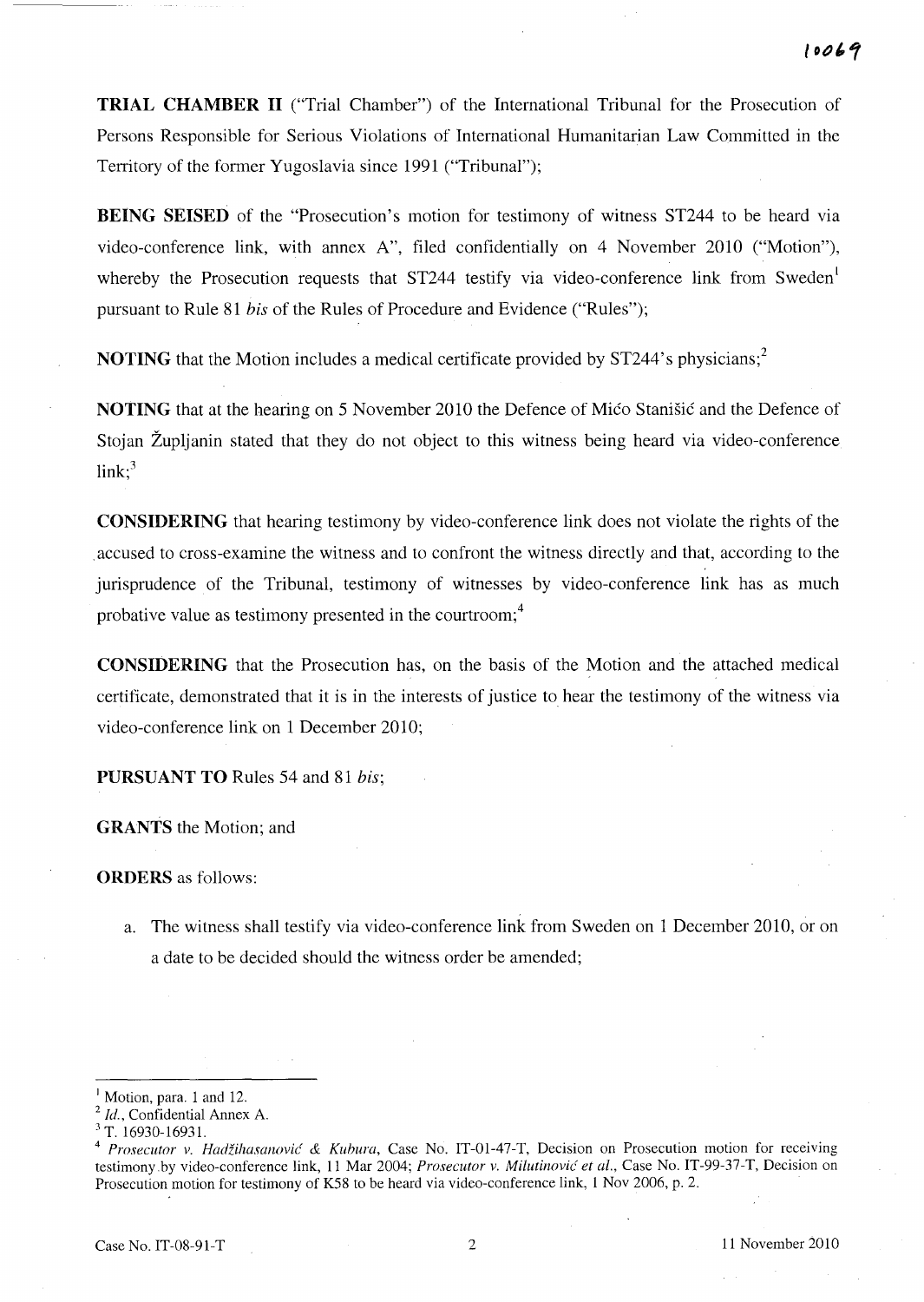**TRIAL CHAMBER II** ("Trial Chamber") of the International Tribunal for the Prosecution of Persons Responsible for Serious Violations of International Humanitarian Law Committed in the Territory of the former Yugoslavia since 1991 ("Tribunal");

**BEING SEISED** of the "Prosecution's motion for testimony of witness ST244 to be heard via video-conference link, with annex A", filed confidentially on 4 November 2010 ("Motion"), whereby the Prosecution requests that ST244 testify via video-conference link from Sweden[1] pursuant to Rule 81 *bis* of the Rules of Procedure and Evidence ("Rules");

**NOTING** that the Motion includes a medical certificate provided by ST244's physicians;[2]

**NOTING** that at the hearing on 5 November 2010 the Defence of Mićo Stanišić and the Defence of Stojan Župljanin stated that they do not object to this witness being heard via video-conference link;[3]

**CONSIDERING** that hearing testimony by video-conference link does not violate the rights of the accused to cross-examine the witness and to confront the witness directly and that, according to the jurisprudence of the Tribunal, testimony of witnesses by video-conference link has as much probative value as testimony presented in the courtroom;[4]

**CONSIDERING** that the Prosecution has, on the basis of the Motion and the attached medical certificate, demonstrated that it is in the interests of justice to hear the testimony of the witness via video-conference link on 1 December 2010;

**PURSUANT TO** Rules 54 and 81 *bis*;

**GRANTS** the Motion; and

**ORDERS** as follows:

a. The witness shall testify via video-conference link from Sweden on 1 December 2010, or on a date to be decided should the witness order be amended;

---

[1] Motion, para. 1 and 12.

[2] *Id.*, Confidential Annex A.

[3] T. 16930-16931.

[4] *Prosecutor v. Hadžihasanović & Kubura*, Case No. IT-01-47-T, Decision on Prosecution motion for receiving testimony by video-conference link, 11 Mar 2004; *Prosecutor v. Milutinović et al.*, Case No. IT-99-37-T, Decision on Prosecution motion for testimony of K58 to be heard via video-conference link, 1 Nov 2006, p. 2.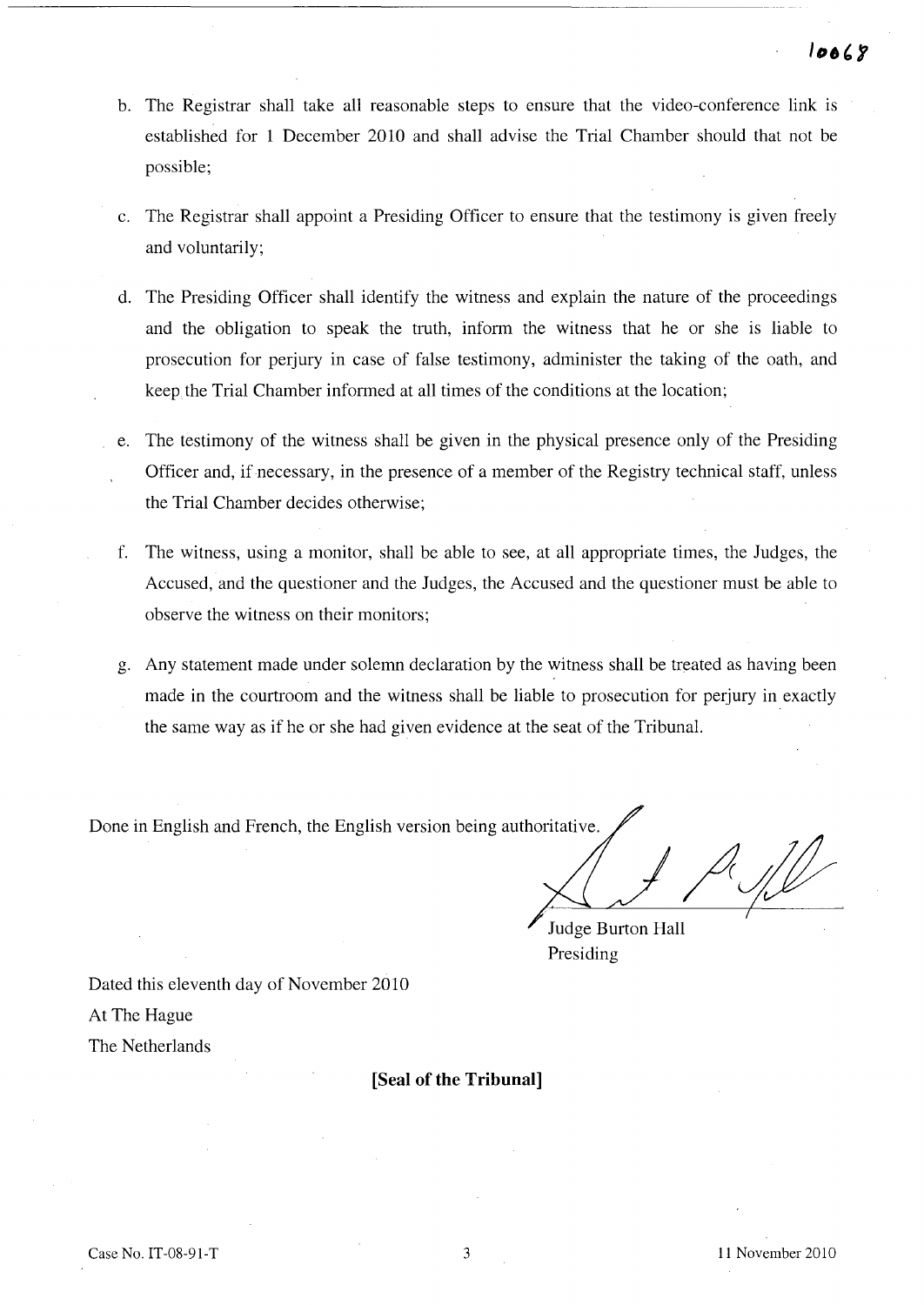b. The Registrar shall take all reasonable steps to ensure that the video-conference link is established for 1 December 2010 and shall advise the Trial Chamber should that not be possible;

c. The Registrar shall appoint a Presiding Officer to ensure that the testimony is given freely and voluntarily;

d. The Presiding Officer shall identify the witness and explain the nature of the proceedings and the obligation to speak the truth, inform the witness that he or she is liable to prosecution for perjury in case of false testimony, administer the taking of the oath, and keep the Trial Chamber informed at all times of the conditions at the location;

e. The testimony of the witness shall be given in the physical presence only of the Presiding Officer and, if necessary, in the presence of a member of the Registry technical staff, unless the Trial Chamber decides otherwise;

f. The witness, using a monitor, shall be able to see, at all appropriate times, the Judges, the Accused, and the questioner and the Judges, the Accused and the questioner must be able to observe the witness on their monitors;

g. Any statement made under solemn declaration by the witness shall be treated as having been made in the courtroom and the witness shall be liable to prosecution for perjury in exactly the same way as if he or she had given evidence at the seat of the Tribunal.

Done in English and French, the English version being authoritative.

Judge Burton Hall
Presiding

Dated this eleventh day of November 2010
At The Hague
The Netherlands

**[Seal of the Tribunal]**